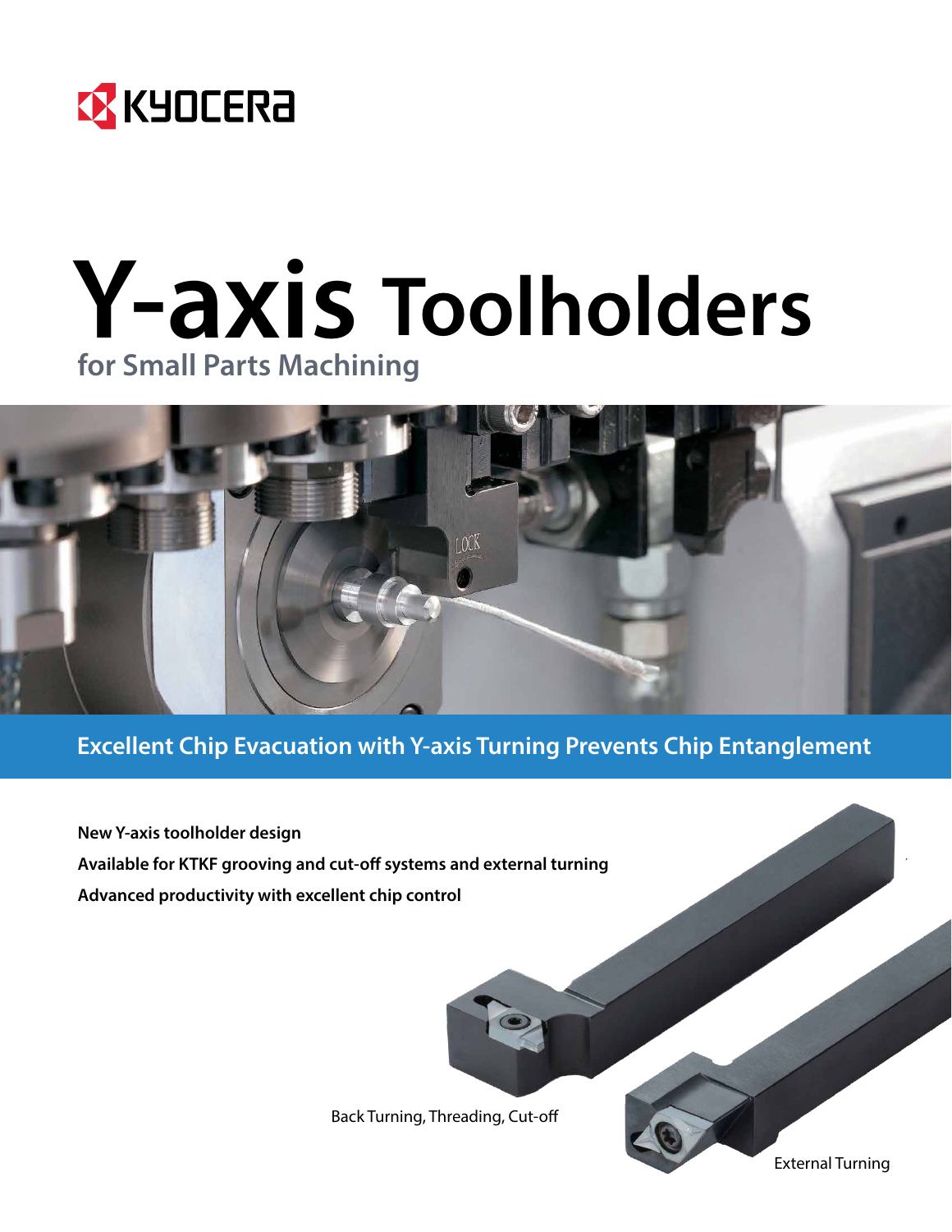KYOCERA

# Y-axis Toolholders

## for Small Parts Machining

**Excellent Chip Evacuation with Y-axis Turning Prevents Chip Entanglement**

**New Y-axis toolholder design**

**Available for KTKF grooving and cut-off systems and external turning**

**Advanced productivity with excellent chip control**

Back Turning, Threading, Cut-off

External Turning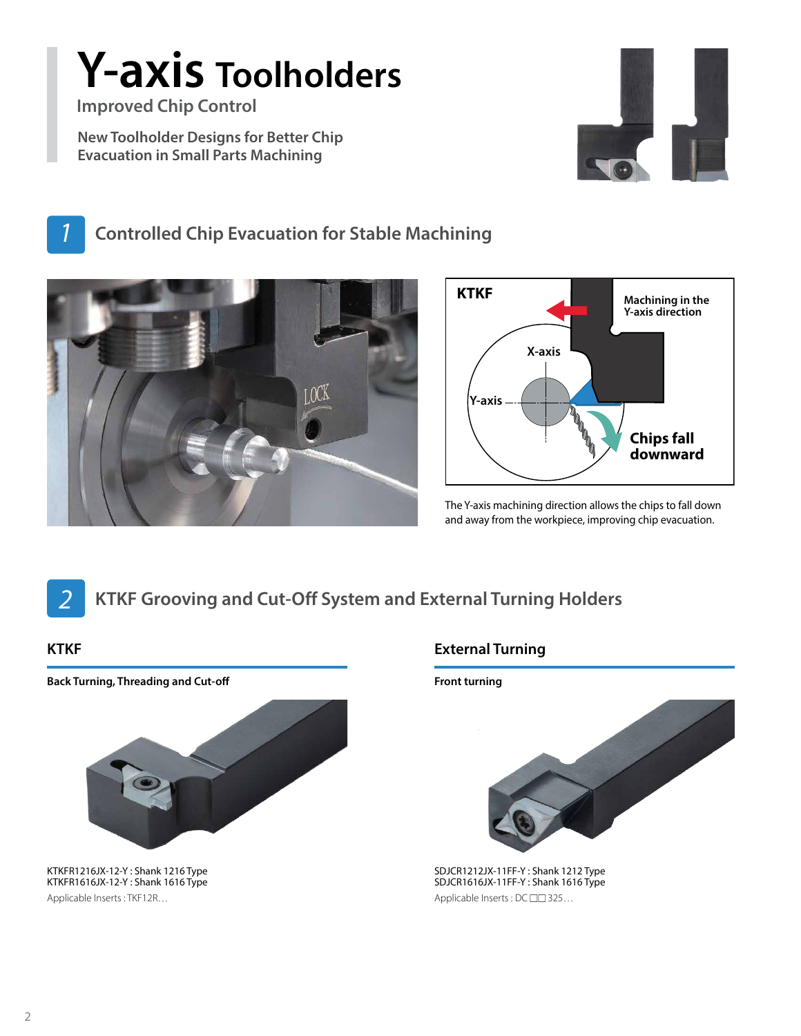# Y-axis Toolholders

Improved Chip Control

New Toolholder Designs for Better Chip Evacuation in Small Parts Machining

## 1 Controlled Chip Evacuation for Stable Machining

KTKF

Machining in the Y-axis direction

X-axis

Y-axis

Chips fall downward

The Y-axis machining direction allows the chips to fall down and away from the workpiece, improving chip evacuation.

## 2 KTKF Grooving and Cut-Off System and External Turning Holders

### KTKF

**Back Turning, Threading and Cut-off**

KTKFR1216JX-12-Y : Shank 1216 Type
KTKFR1616JX-12-Y : Shank 1616 Type

Applicable Inserts : TKF12R…

### External Turning

**Front turning**

SDJCR1212JX-11FF-Y : Shank 1212 Type
SDJCR1616JX-11FF-Y : Shank 1616 Type

Applicable Inserts : DC□□325…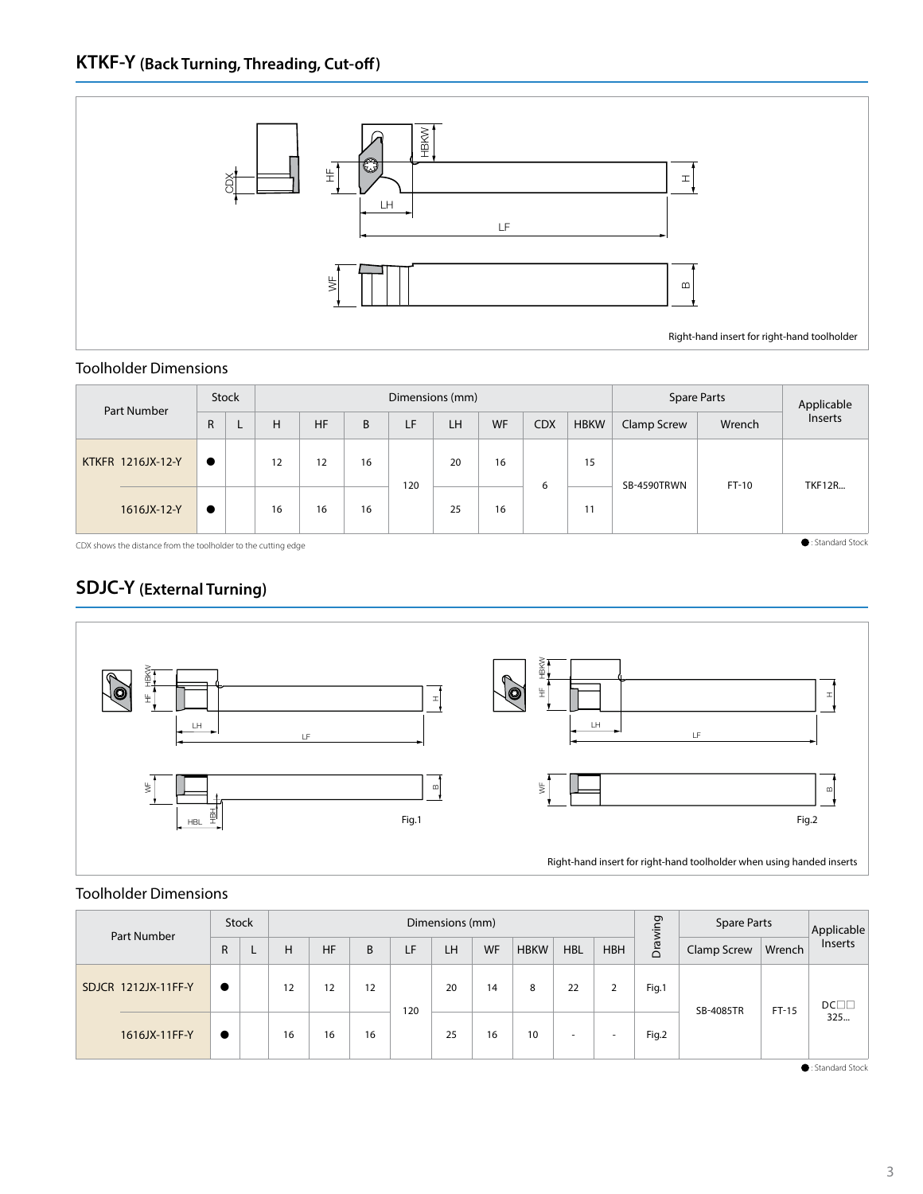## KTKF-Y (Back Turning, Threading, Cut-off)

Right-hand insert for right-hand toolholder

### Toolholder Dimensions

| Part Number | Stock | | Dimensions (mm) | | | | | | | | Spare Parts | | Applicable Inserts |
|---|---|---|---|---|---|---|---|---|---|---|---|---|---|
| | R | L | H | HF | B | LF | LH | WF | CDX | HBKW | Clamp Screw | Wrench | |
| KTKFR 1216JX-12-Y | ● | | 12 | 12 | 16 | 120 | 20 | 16 | 6 | 15 | SB-4590TRWN | FT-10 | TKF12R... |
| 1616JX-12-Y | ● | | 16 | 16 | 16 | 120 | 25 | 16 | 6 | 11 | SB-4590TRWN | FT-10 | TKF12R... |

CDX shows the distance from the toolholder to the cutting edge

●: Standard Stock

## SDJC-Y (External Turning)

Fig.1

Fig.2

Right-hand insert for right-hand toolholder when using handed inserts

### Toolholder Dimensions

| Part Number | Stock | | Dimensions (mm) | | | | | | | | | Drawing | Spare Parts | | Applicable Inserts |
|---|---|---|---|---|---|---|---|---|---|---|---|---|---|---|---|
| | R | L | H | HF | B | LF | LH | WF | HBKW | HBL | HBH | | Clamp Screw | Wrench | |
| SDJCR 1212JX-11FF-Y | ● | | 12 | 12 | 12 | 120 | 20 | 14 | 8 | 22 | 2 | Fig.1 | SB-4085TR | FT-15 | DC□□ 325... |
| 1616JX-11FF-Y | ● | | 16 | 16 | 16 | 120 | 25 | 16 | 10 | - | - | Fig.2 | SB-4085TR | FT-15 | DC□□ 325... |

●: Standard Stock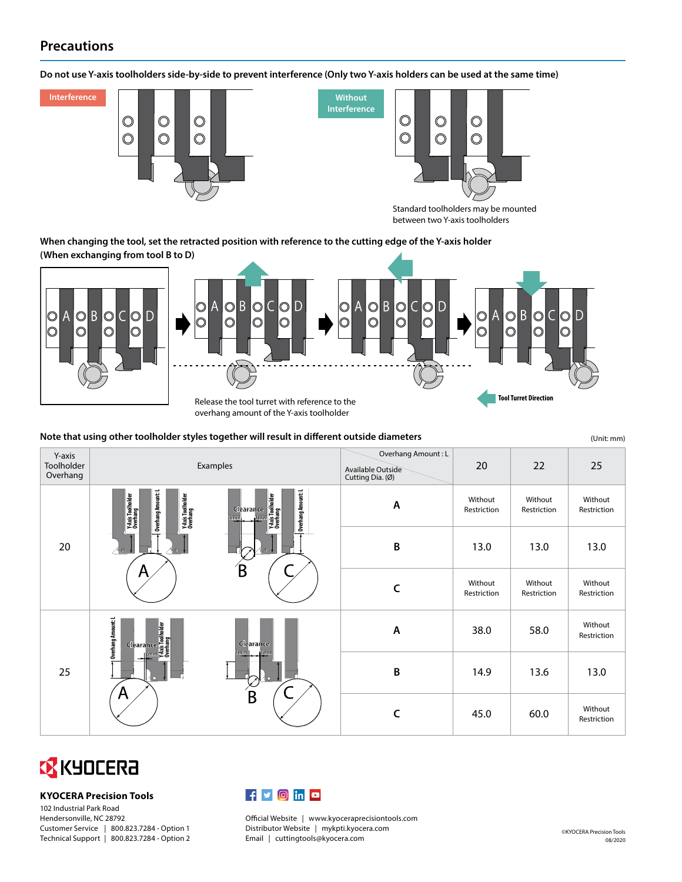## Precautions

**Do not use Y-axis toolholders side-by-side to prevent interference (Only two Y-axis holders can be used at the same time)**

Interference

Without Interference

Standard toolholders may be mounted between two Y-axis toolholders

**When changing the tool, set the retracted position with reference to the cutting edge of the Y-axis holder (When exchanging from tool B to D)**

Release the tool turret with reference to the overhang amount of the Y-axis toolholder

Tool Turret Direction

**Note that using other toolholder styles together will result in different outside diameters**

(Unit: mm)

| Y-axis Toolholder Overhang | Examples | Overhang Amount : L / Available Outside Cutting Dia. (Ø) | 20 | 22 | 25 |
|---|---|---|---|---|---|
| 20 | | A | Without Restriction | Without Restriction | Without Restriction |
| | | B | 13.0 | 13.0 | 13.0 |
| | | C | Without Restriction | Without Restriction | Without Restriction |
| 25 | | A | 38.0 | 58.0 | Without Restriction |
| | | B | 14.9 | 13.6 | 13.0 |
| | | C | 45.0 | 60.0 | Without Restriction |

**KYOCERA Precision Tools**

102 Industrial Park Road
Hendersonville, NC 28792
Customer Service | 800.823.7284 - Option 1
Technical Support | 800.823.7284 - Option 2

Official Website | www.kyoceraprecisiontools.com
Distributor Website | mykpti.kyocera.com
Email | cuttingtools@kyocera.com

©KYOCERA Precision Tools
08/2020